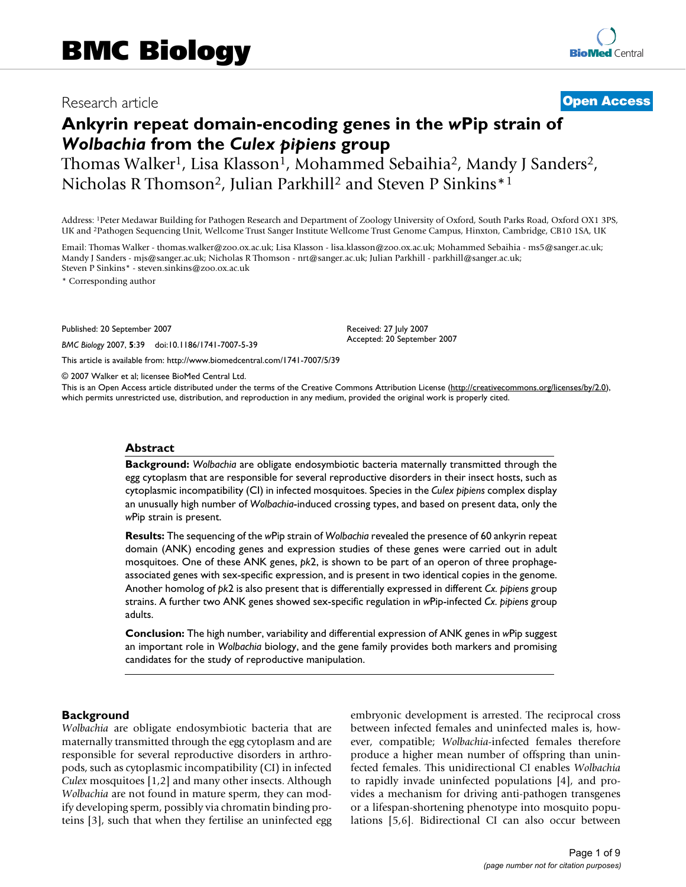BMC Biology

Research article

**Open Access**

# Ankyrin repeat domain-encoding genes in the *w*Pip strain of *Wolbachia* from the *Culex pipiens* group

Thomas Walker[1], Lisa Klasson[1], Mohammed Sebaihia[2], Mandy J Sanders[2], Nicholas R Thomson[2], Julian Parkhill[2] and Steven P Sinkins*[1]

Address: [1]Peter Medawar Building for Pathogen Research and Department of Zoology University of Oxford, South Parks Road, Oxford OX1 3PS, UK and [2]Pathogen Sequencing Unit, Wellcome Trust Sanger Institute Wellcome Trust Genome Campus, Hinxton, Cambridge, CB10 1SA, UK

Email: Thomas Walker - thomas.walker@zoo.ox.ac.uk; Lisa Klasson - lisa.klasson@zoo.ox.ac.uk; Mohammed Sebaihia - ms5@sanger.ac.uk; Mandy J Sanders - mjs@sanger.ac.uk; Nicholas R Thomson - nrt@sanger.ac.uk; Julian Parkhill - parkhill@sanger.ac.uk; Steven P Sinkins* - steven.sinkins@zoo.ox.ac.uk

* Corresponding author

Published: 20 September 2007

*BMC Biology* 2007, **5**:39 doi:10.1186/1741-7007-5-39

Received: 27 July 2007
Accepted: 20 September 2007

This article is available from: http://www.biomedcentral.com/1741-7007/5/39

© 2007 Walker et al; licensee BioMed Central Ltd.

This is an Open Access article distributed under the terms of the Creative Commons Attribution License (http://creativecommons.org/licenses/by/2.0), which permits unrestricted use, distribution, and reproduction in any medium, provided the original work is properly cited.

## Abstract

**Background:** *Wolbachia* are obligate endosymbiotic bacteria maternally transmitted through the egg cytoplasm that are responsible for several reproductive disorders in their insect hosts, such as cytoplasmic incompatibility (CI) in infected mosquitoes. Species in the *Culex pipiens* complex display an unusually high number of *Wolbachia*-induced crossing types, and based on present data, only the *w*Pip strain is present.

**Results:** The sequencing of the *w*Pip strain of *Wolbachia* revealed the presence of 60 ankyrin repeat domain (ANK) encoding genes and expression studies of these genes were carried out in adult mosquitoes. One of these ANK genes, *pk*2, is shown to be part of an operon of three prophage-associated genes with sex-specific expression, and is present in two identical copies in the genome. Another homolog of *pk*2 is also present that is differentially expressed in different *Cx. pipiens* group strains. A further two ANK genes showed sex-specific regulation in *w*Pip-infected *Cx. pipiens* group adults.

**Conclusion:** The high number, variability and differential expression of ANK genes in *w*Pip suggest an important role in *Wolbachia* biology, and the gene family provides both markers and promising candidates for the study of reproductive manipulation.

## Background

*Wolbachia* are obligate endosymbiotic bacteria that are maternally transmitted through the egg cytoplasm and are responsible for several reproductive disorders in arthropods, such as cytoplasmic incompatibility (CI) in infected *Culex* mosquitoes [1,2] and many other insects. Although *Wolbachia* are not found in mature sperm, they can modify developing sperm, possibly via chromatin binding proteins [3], such that when they fertilise an uninfected egg embryonic development is arrested. The reciprocal cross between infected females and uninfected males is, however, compatible; *Wolbachia*-infected females therefore produce a higher mean number of offspring than uninfected females. This unidirectional CI enables *Wolbachia* to rapidly invade uninfected populations [4], and provides a mechanism for driving anti-pathogen transgenes or a lifespan-shortening phenotype into mosquito populations [5,6]. Bidirectional CI can also occur between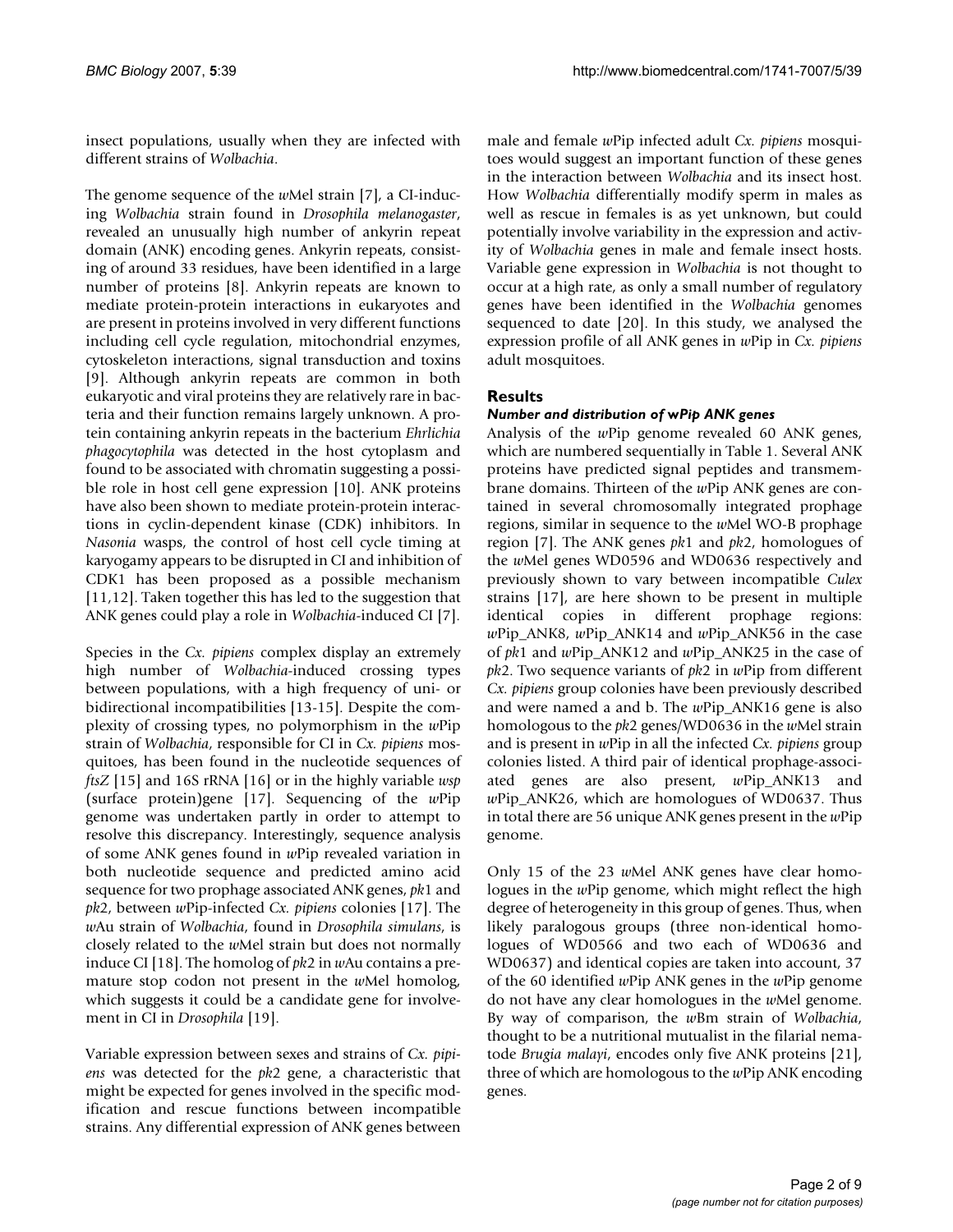insect populations, usually when they are infected with different strains of *Wolbachia*.

The genome sequence of the *w*Mel strain [7], a CI-inducing *Wolbachia* strain found in *Drosophila melanogaster*, revealed an unusually high number of ankyrin repeat domain (ANK) encoding genes. Ankyrin repeats, consisting of around 33 residues, have been identified in a large number of proteins [8]. Ankyrin repeats are known to mediate protein-protein interactions in eukaryotes and are present in proteins involved in very different functions including cell cycle regulation, mitochondrial enzymes, cytoskeleton interactions, signal transduction and toxins [9]. Although ankyrin repeats are common in both eukaryotic and viral proteins they are relatively rare in bacteria and their function remains largely unknown. A protein containing ankyrin repeats in the bacterium *Ehrlichia phagocytophila* was detected in the host cytoplasm and found to be associated with chromatin suggesting a possible role in host cell gene expression [10]. ANK proteins have also been shown to mediate protein-protein interactions in cyclin-dependent kinase (CDK) inhibitors. In *Nasonia* wasps, the control of host cell cycle timing at karyogamy appears to be disrupted in CI and inhibition of CDK1 has been proposed as a possible mechanism [11,12]. Taken together this has led to the suggestion that ANK genes could play a role in *Wolbachia*-induced CI [7].

Species in the *Cx. pipiens* complex display an extremely high number of *Wolbachia*-induced crossing types between populations, with a high frequency of uni- or bidirectional incompatibilities [13-15]. Despite the complexity of crossing types, no polymorphism in the *w*Pip strain of *Wolbachia*, responsible for CI in *Cx. pipiens* mosquitoes, has been found in the nucleotide sequences of *ftsZ* [15] and 16S rRNA [16] or in the highly variable *wsp* (surface protein)gene [17]. Sequencing of the *w*Pip genome was undertaken partly in order to attempt to resolve this discrepancy. Interestingly, sequence analysis of some ANK genes found in *w*Pip revealed variation in both nucleotide sequence and predicted amino acid sequence for two prophage associated ANK genes, *pk*1 and *pk*2, between *w*Pip-infected *Cx. pipiens* colonies [17]. The *w*Au strain of *Wolbachia*, found in *Drosophila simulans*, is closely related to the *w*Mel strain but does not normally induce CI [18]. The homolog of *pk*2 in *w*Au contains a premature stop codon not present in the *w*Mel homolog, which suggests it could be a candidate gene for involvement in CI in *Drosophila* [19].

Variable expression between sexes and strains of *Cx. pipiens* was detected for the *pk*2 gene, a characteristic that might be expected for genes involved in the specific modification and rescue functions between incompatible strains. Any differential expression of ANK genes between male and female *w*Pip infected adult *Cx. pipiens* mosquitoes would suggest an important function of these genes in the interaction between *Wolbachia* and its insect host. How *Wolbachia* differentially modify sperm in males as well as rescue in females is as yet unknown, but could potentially involve variability in the expression and activity of *Wolbachia* genes in male and female insect hosts. Variable gene expression in *Wolbachia* is not thought to occur at a high rate, as only a small number of regulatory genes have been identified in the *Wolbachia* genomes sequenced to date [20]. In this study, we analysed the expression profile of all ANK genes in *w*Pip in *Cx. pipiens* adult mosquitoes.

## Results

### *Number and distribution of* **w***Pip ANK genes*

Analysis of the *w*Pip genome revealed 60 ANK genes, which are numbered sequentially in Table 1. Several ANK proteins have predicted signal peptides and transmembrane domains. Thirteen of the *w*Pip ANK genes are contained in several chromosomally integrated prophage regions, similar in sequence to the *w*Mel WO-B prophage region [7]. The ANK genes *pk*1 and *pk*2, homologues of the *w*Mel genes WD0596 and WD0636 respectively and previously shown to vary between incompatible *Culex* strains [17], are here shown to be present in multiple identical copies in different prophage regions: *w*Pip_ANK8, *w*Pip_ANK14 and *w*Pip_ANK56 in the case of *pk*1 and *w*Pip_ANK12 and *w*Pip_ANK25 in the case of *pk*2. Two sequence variants of *pk*2 in *w*Pip from different *Cx. pipiens* group colonies have been previously described and were named a and b. The *w*Pip_ANK16 gene is also homologous to the *pk*2 genes/WD0636 in the *w*Mel strain and is present in *w*Pip in all the infected *Cx. pipiens* group colonies listed. A third pair of identical prophage-associated genes are also present, *w*Pip_ANK13 and *w*Pip_ANK26, which are homologues of WD0637. Thus in total there are 56 unique ANK genes present in the *w*Pip genome.

Only 15 of the 23 *w*Mel ANK genes have clear homologues in the *w*Pip genome, which might reflect the high degree of heterogeneity in this group of genes. Thus, when likely paralogous groups (three non-identical homologues of WD0566 and two each of WD0636 and WD0637) and identical copies are taken into account, 37 of the 60 identified *w*Pip ANK genes in the *w*Pip genome do not have any clear homologues in the *w*Mel genome. By way of comparison, the *w*Bm strain of *Wolbachia*, thought to be a nutritional mutualist in the filarial nematode *Brugia malayi*, encodes only five ANK proteins [21], three of which are homologous to the *w*Pip ANK encoding genes.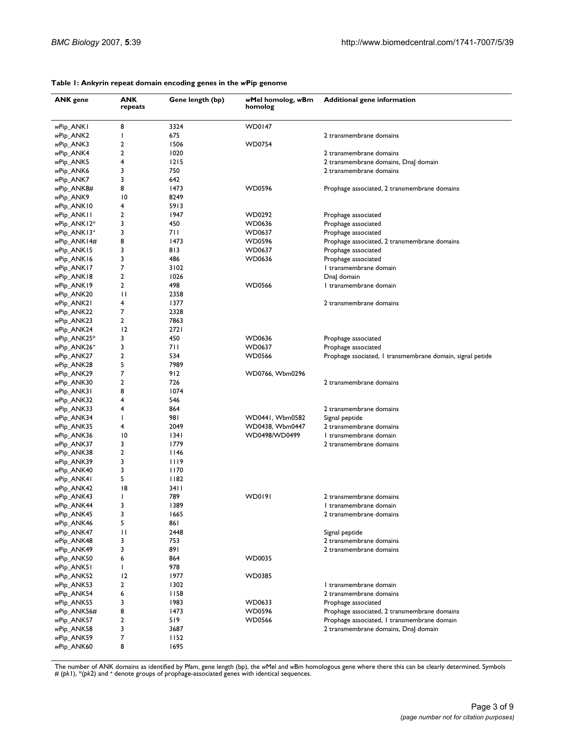**Table 1: Ankyrin repeat domain encoding genes in the *w*Pip genome**

| ANK gene | ANK repeats | Gene length (bp) | *w*Mel homolog, *w*Bm homolog | Additional gene information |
| --- | --- | --- | --- | --- |
| *w*Pip_ANK1 | 8 | 3324 | WD0147 | |
| *w*Pip_ANK2 | 1 | 675 | | 2 transmembrane domains |
| *w*Pip_ANK3 | 2 | 1506 | WD0754 | |
| *w*Pip_ANK4 | 2 | 1020 | | 2 transmembrane domains |
| *w*Pip_ANK5 | 4 | 1215 | | 2 transmembrane domains, DnaJ domain |
| *w*Pip_ANK6 | 3 | 750 | | 2 transmembrane domains |
| *w*Pip_ANK7 | 3 | 642 | | |
| *w*Pip_ANK8# | 8 | 1473 | WD0596 | Prophage associated, 2 transmembrane domains |
| *w*Pip_ANK9 | 10 | 8249 | | |
| *w*Pip_ANK10 | 4 | 5913 | | |
| *w*Pip_ANK11 | 2 | 1947 | WD0292 | Prophage associated |
| *w*Pip_ANK12* | 3 | 450 | WD0636 | Prophage associated |
| *w*Pip_ANK13+ | 3 | 711 | WD0637 | Prophage associated |
| *w*Pip_ANK14# | 8 | 1473 | WD0596 | Prophage associated, 2 transmembrane domains |
| *w*Pip_ANK15 | 3 | 813 | WD0637 | Prophage associated |
| *w*Pip_ANK16 | 3 | 486 | WD0636 | Prophage associated |
| *w*Pip_ANK17 | 7 | 3102 | | 1 transmembrane domain |
| *w*Pip_ANK18 | 2 | 1026 | | DnaJ domain |
| *w*Pip_ANK19 | 2 | 498 | WD0566 | 1 transmembrane domain |
| *w*Pip_ANK20 | 11 | 2358 | | |
| *w*Pip_ANK21 | 4 | 1377 | | 2 transmembrane domains |
| *w*Pip_ANK22 | 7 | 2328 | | |
| *w*Pip_ANK23 | 2 | 7863 | | |
| *w*Pip_ANK24 | 12 | 2721 | | |
| *w*Pip_ANK25* | 3 | 450 | WD0636 | Prophage associated |
| *w*Pip_ANK26+ | 3 | 711 | WD0637 | Prophage associated |
| *w*Pip_ANK27 | 2 | 534 | WD0566 | Prophage ssociated, 1 transmembrane domain, signal petide |
| *w*Pip_ANK28 | 5 | 7989 | | |
| *w*Pip_ANK29 | 7 | 912 | WD0766, Wbm0296 | |
| *w*Pip_ANK30 | 2 | 726 | | 2 transmembrane domains |
| *w*Pip_ANK31 | 8 | 1074 | | |
| *w*Pip_ANK32 | 4 | 546 | | |
| *w*Pip_ANK33 | 4 | 864 | | 2 transmembrane domains |
| *w*Pip_ANK34 | 1 | 981 | WD0441, Wbm0582 | Signal peptide |
| *w*Pip_ANK35 | 4 | 2049 | WD0438, Wbm0447 | 2 transmembrane domains |
| *w*Pip_ANK36 | 10 | 1341 | WD0498/WD0499 | 1 transmembrane domain |
| *w*Pip_ANK37 | 3 | 1779 | | 2 transmembrane domains |
| *w*Pip_ANK38 | 2 | 1146 | | |
| *w*Pip_ANK39 | 3 | 1119 | | |
| *w*Pip_ANK40 | 3 | 1170 | | |
| *w*Pip_ANK41 | 5 | 1182 | | |
| *w*Pip_ANK42 | 18 | 3411 | | |
| *w*Pip_ANK43 | 1 | 789 | WD0191 | 2 transmembrane domains |
| *w*Pip_ANK44 | 3 | 1389 | | 1 transmembrane domain |
| *w*Pip_ANK45 | 3 | 1665 | | 2 transmembrane domains |
| *w*Pip_ANK46 | 5 | 861 | | |
| *w*Pip_ANK47 | 11 | 2448 | | Signal peptide |
| *w*Pip_ANK48 | 3 | 753 | | 2 transmembrane domains |
| *w*Pip_ANK49 | 3 | 891 | | 2 transmembrane domains |
| *w*Pip_ANK50 | 6 | 864 | WD0035 | |
| *w*Pip_ANK51 | 1 | 978 | | |
| *w*Pip_ANK52 | 12 | 1977 | WD0385 | |
| *w*Pip_ANK53 | 2 | 1302 | | 1 transmembrane domain |
| *w*Pip_ANK54 | 6 | 1158 | | 2 transmembrane domains |
| *w*Pip_ANK55 | 3 | 1983 | WD0633 | Prophage associated |
| *w*Pip_ANK56# | 8 | 1473 | WD0596 | Prophage associated, 2 transmembrane domains |
| *w*Pip_ANK57 | 2 | 519 | WD0566 | Prophage associated, 1 transmembrane domain |
| *w*Pip_ANK58 | 3 | 3687 | | 2 transmembrane domains, DnaJ domain |
| *w*Pip_ANK59 | 7 | 1152 | | |
| *w*Pip_ANK60 | 8 | 1695 | | |

The number of ANK domains as identified by Pfam, gene length (bp), the *w*Mel and *w*Bm homologous gene where there this can be clearly determined. Symbols # (*pk*1), *(*pk*2) and + denote groups of prophage-associated genes with identical sequences.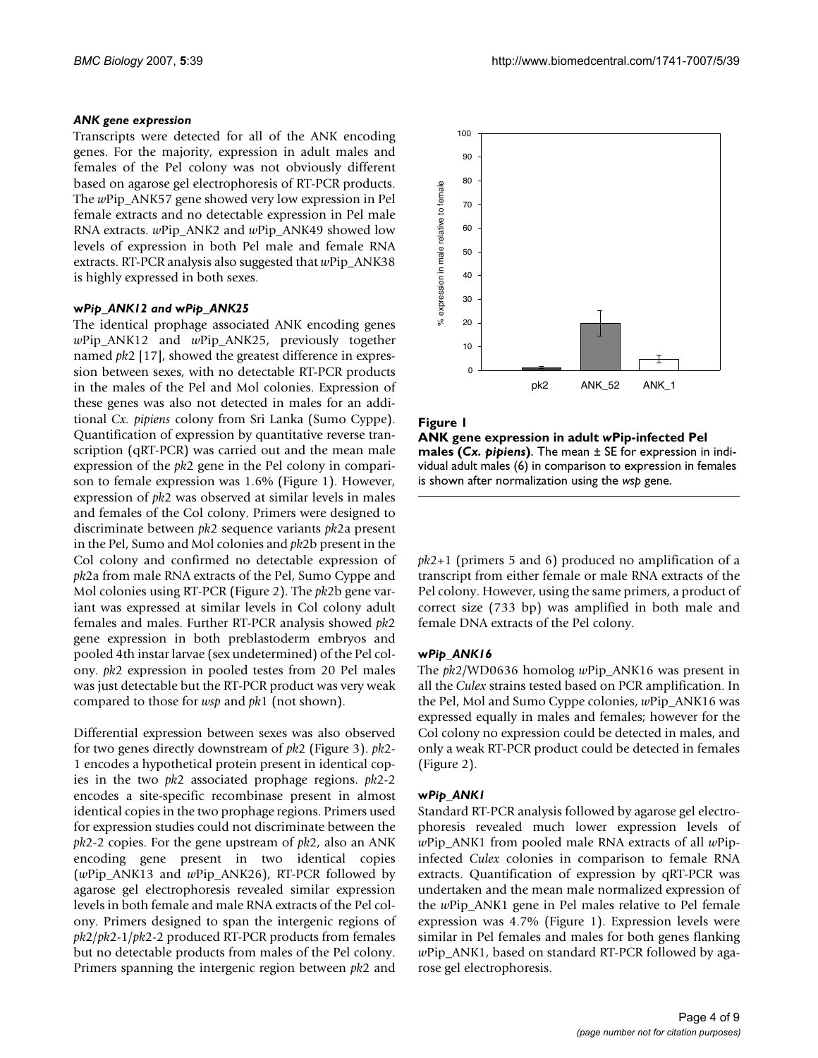### *ANK gene expression*

Transcripts were detected for all of the ANK encoding genes. For the majority, expression in adult males and females of the Pel colony was not obviously different based on agarose gel electrophoresis of RT-PCR products. The *w*Pip_ANK57 gene showed very low expression in Pel female extracts and no detectable expression in Pel male RNA extracts. *w*Pip_ANK2 and *w*Pip_ANK49 showed low levels of expression in both Pel male and female RNA extracts. RT-PCR analysis also suggested that *w*Pip_ANK38 is highly expressed in both sexes.

### ***w*Pip_ANK12 and *w*Pip_ANK25**

The identical prophage associated ANK encoding genes *w*Pip_ANK12 and *w*Pip_ANK25, previously together named *pk*2 [17], showed the greatest difference in expression between sexes, with no detectable RT-PCR products in the males of the Pel and Mol colonies. Expression of these genes was also not detected in males for an additional *Cx. pipiens* colony from Sri Lanka (Sumo Cyppe). Quantification of expression by quantitative reverse transcription (qRT-PCR) was carried out and the mean male expression of the *pk*2 gene in the Pel colony in comparison to female expression was 1.6% (Figure 1). However, expression of *pk*2 was observed at similar levels in males and females of the Col colony. Primers were designed to discriminate between *pk*2 sequence variants *pk*2a present in the Pel, Sumo and Mol colonies and *pk*2b present in the Col colony and confirmed no detectable expression of *pk*2a from male RNA extracts of the Pel, Sumo Cyppe and Mol colonies using RT-PCR (Figure 2). The *pk*2b gene variant was expressed at similar levels in Col colony adult females and males. Further RT-PCR analysis showed *pk*2 gene expression in both preblastoderm embryos and pooled 4th instar larvae (sex undetermined) of the Pel colony. *pk*2 expression in pooled testes from 20 Pel males was just detectable but the RT-PCR product was very weak compared to those for *wsp* and *pk*1 (not shown).

Differential expression between sexes was also observed for two genes directly downstream of *pk*2 (Figure 3). *pk*2-1 encodes a hypothetical protein present in identical copies in the two *pk*2 associated prophage regions. *pk*2-2 encodes a site-specific recombinase present in almost identical copies in the two prophage regions. Primers used for expression studies could not discriminate between the *pk*2-2 copies. For the gene upstream of *pk*2, also an ANK encoding gene present in two identical copies (*w*Pip_ANK13 and *w*Pip_ANK26), RT-PCR followed by agarose gel electrophoresis revealed similar expression levels in both female and male RNA extracts of the Pel colony. Primers designed to span the intergenic regions of *pk*2/*pk*2-1/*pk*2-2 produced RT-PCR products from females but no detectable products from males of the Pel colony. Primers spanning the intergenic region between *pk*2 and *pk*2+1 (primers 5 and 6) produced no amplification of a transcript from either female or male RNA extracts of the Pel colony. However, using the same primers, a product of correct size (733 bp) was amplified in both male and female DNA extracts of the Pel colony.

**Figure 1**

**ANK gene expression in adult *w*Pip-infected Pel males (*Cx. pipiens*)**. The mean ± SE for expression in individual adult males (6) in comparison to expression in females is shown after normalization using the *wsp* gene.

### ***w*Pip_ANK16**

The *pk*2/WD0636 homolog *w*Pip_ANK16 was present in all the *Culex* strains tested based on PCR amplification. In the Pel, Mol and Sumo Cyppe colonies, *w*Pip_ANK16 was expressed equally in males and females; however for the Col colony no expression could be detected in males, and only a weak RT-PCR product could be detected in females (Figure 2).

### ***w*Pip_ANK1**

Standard RT-PCR analysis followed by agarose gel electrophoresis revealed much lower expression levels of *w*Pip_ANK1 from pooled male RNA extracts of all *w*Pip-infected *Culex* colonies in comparison to female RNA extracts. Quantification of expression by qRT-PCR was undertaken and the mean male normalized expression of the *w*Pip_ANK1 gene in Pel males relative to Pel female expression was 4.7% (Figure 1). Expression levels were similar in Pel females and males for both genes flanking *w*Pip_ANK1, based on standard RT-PCR followed by agarose gel electrophoresis.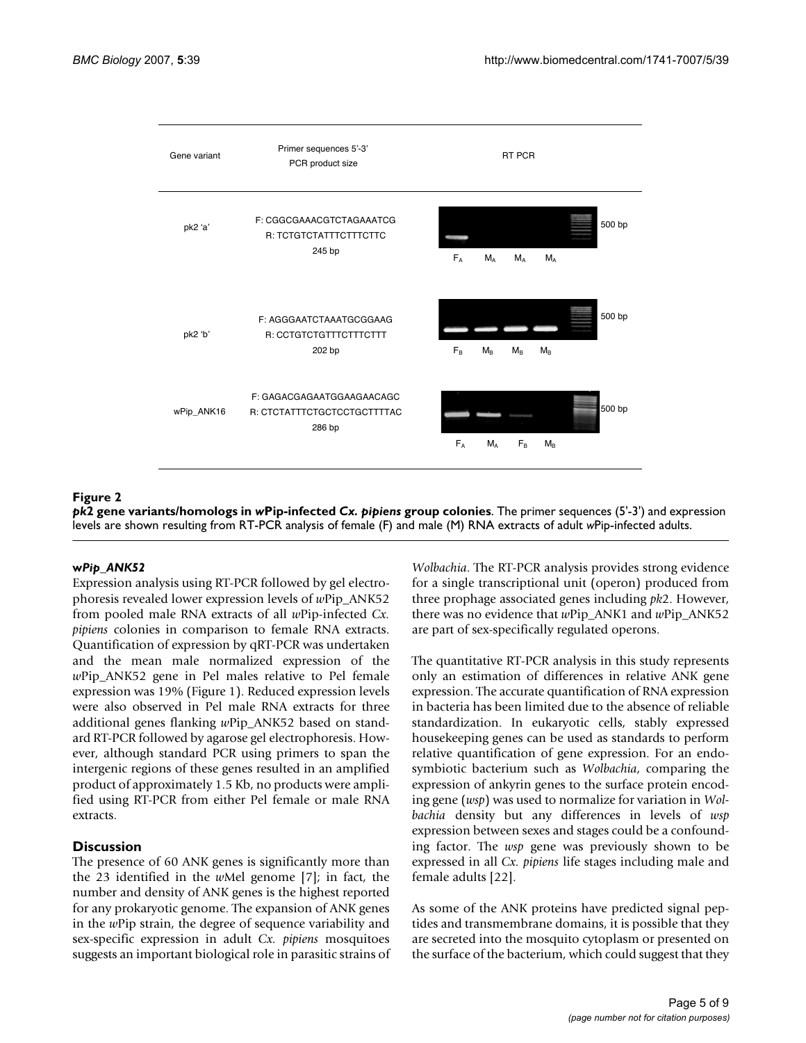| Gene variant | Primer sequences 5'-3' PCR product size | RT PCR |
| --- | --- | --- |
| pk2 'a' | F: CGGCGAAACGTCTAGAAATCG<br>R: TCTGTCTATTTCTTTCTTC<br>245 bp | $F_A$ $M_A$ $M_A$ $M_A$ 500 bp |
| pk2 'b' | F: AGGGAATCTAAATGCGGAAG<br>R: CCTGTCTGTTTCTTTCTTT<br>202 bp | $F_B$ $M_B$ $M_B$ $M_B$ 500 bp |
| wPip_ANK16 | F: GAGACGAGAATGGAAGAACAGC<br>R: CTCTATTTCTGCTCCTGCTTTTAC<br>286 bp | $F_A$ $M_A$ $F_B$ $M_B$ 500 bp |

**Figure 2**

***pk*2 gene variants/homologs in *w*Pip-infected *Cx. pipiens* group colonies**. The primer sequences (5'-3') and expression levels are shown resulting from RT-PCR analysis of female (F) and male (M) RNA extracts of adult *w*Pip-infected adults.

**w*Pip_ANK52***

Expression analysis using RT-PCR followed by gel electrophoresis revealed lower expression levels of *w*Pip_ANK52 from pooled male RNA extracts of all *w*Pip-infected *Cx. pipiens* colonies in comparison to female RNA extracts. Quantification of expression by qRT-PCR was undertaken and the mean male normalized expression of the *w*Pip_ANK52 gene in Pel males relative to Pel female expression was 19% (Figure 1). Reduced expression levels were also observed in Pel male RNA extracts for three additional genes flanking *w*Pip_ANK52 based on standard RT-PCR followed by agarose gel electrophoresis. However, although standard PCR using primers to span the intergenic regions of these genes resulted in an amplified product of approximately 1.5 Kb, no products were amplified using RT-PCR from either Pel female or male RNA extracts.

## Discussion

The presence of 60 ANK genes is significantly more than the 23 identified in the *w*Mel genome [7]; in fact, the number and density of ANK genes is the highest reported for any prokaryotic genome. The expansion of ANK genes in the *w*Pip strain, the degree of sequence variability and sex-specific expression in adult *Cx. pipiens* mosquitoes suggests an important biological role in parasitic strains of *Wolbachia*. The RT-PCR analysis provides strong evidence for a single transcriptional unit (operon) produced from three prophage associated genes including *pk*2. However, there was no evidence that *w*Pip_ANK1 and *w*Pip_ANK52 are part of sex-specifically regulated operons.

The quantitative RT-PCR analysis in this study represents only an estimation of differences in relative ANK gene expression. The accurate quantification of RNA expression in bacteria has been limited due to the absence of reliable standardization. In eukaryotic cells, stably expressed housekeeping genes can be used as standards to perform relative quantification of gene expression. For an endosymbiotic bacterium such as *Wolbachia*, comparing the expression of ankyrin genes to the surface protein encoding gene (*wsp*) was used to normalize for variation in *Wolbachia* density but any differences in levels of *wsp* expression between sexes and stages could be a confounding factor. The *wsp* gene was previously shown to be expressed in all *Cx. pipiens* life stages including male and female adults [22].

As some of the ANK proteins have predicted signal peptides and transmembrane domains, it is possible that they are secreted into the mosquito cytoplasm or presented on the surface of the bacterium, which could suggest that they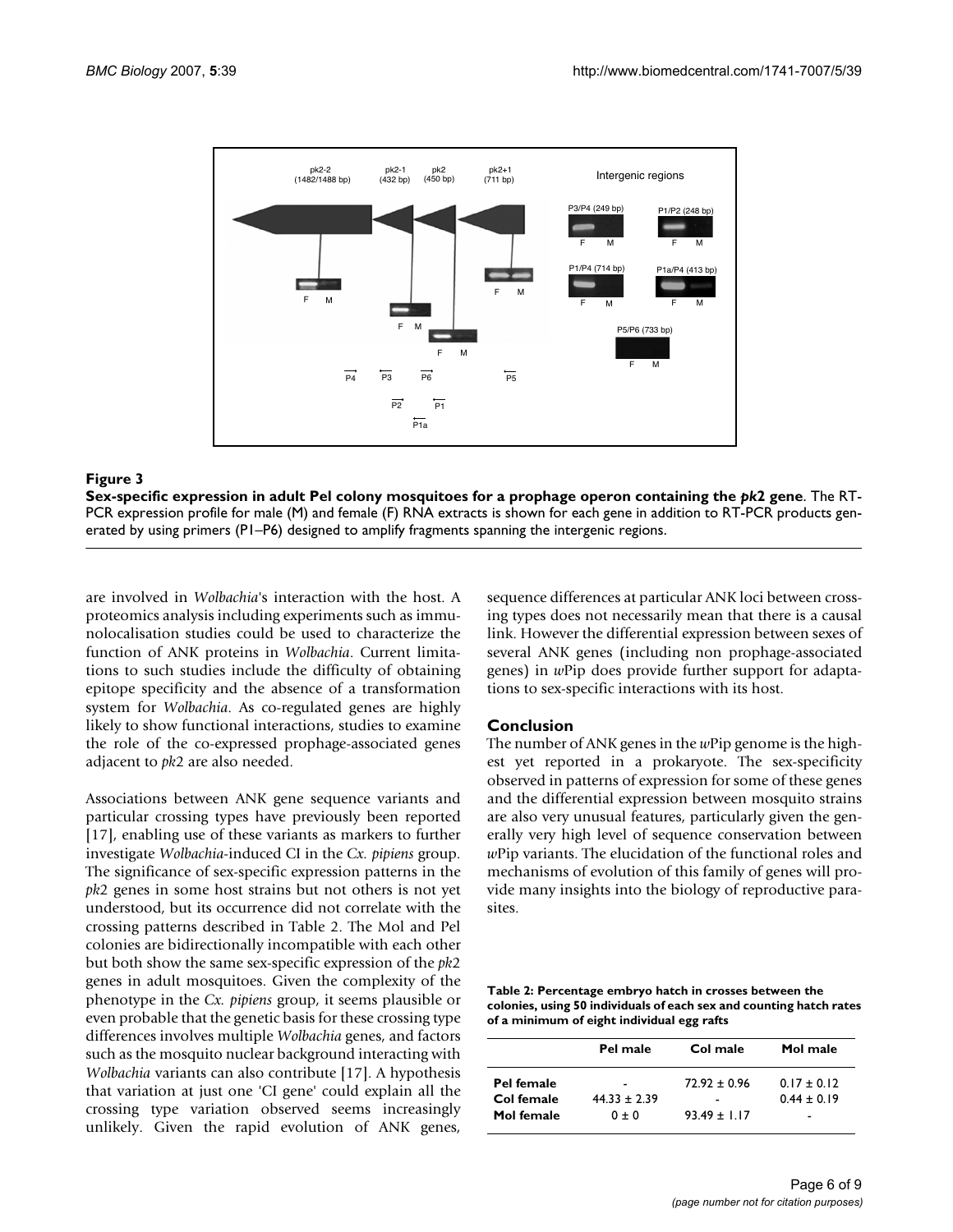**Figure 3**

**Sex-specific expression in adult Pel colony mosquitoes for a prophage operon containing the *pk2* gene**. The RT-PCR expression profile for male (M) and female (F) RNA extracts is shown for each gene in addition to RT-PCR products generated by using primers (P1–P6) designed to amplify fragments spanning the intergenic regions.

are involved in *Wolbachia*'s interaction with the host. A proteomics analysis including experiments such as immunolocalisation studies could be used to characterize the function of ANK proteins in *Wolbachia*. Current limitations to such studies include the difficulty of obtaining epitope specificity and the absence of a transformation system for *Wolbachia*. As co-regulated genes are highly likely to show functional interactions, studies to examine the role of the co-expressed prophage-associated genes adjacent to *pk2* are also needed.

Associations between ANK gene sequence variants and particular crossing types have previously been reported [17], enabling use of these variants as markers to further investigate *Wolbachia*-induced CI in the *Cx. pipiens* group. The significance of sex-specific expression patterns in the *pk2* genes in some host strains but not others is not yet understood, but its occurrence did not correlate with the crossing patterns described in Table 2. The Mol and Pel colonies are bidirectionally incompatible with each other but both show the same sex-specific expression of the *pk2* genes in adult mosquitoes. Given the complexity of the phenotype in the *Cx. pipiens* group, it seems plausible or even probable that the genetic basis for these crossing type differences involves multiple *Wolbachia* genes, and factors such as the mosquito nuclear background interacting with *Wolbachia* variants can also contribute [17]. A hypothesis that variation at just one 'CI gene' could explain all the crossing type variation observed seems increasingly unlikely. Given the rapid evolution of ANK genes, sequence differences at particular ANK loci between crossing types does not necessarily mean that there is a causal link. However the differential expression between sexes of several ANK genes (including non prophage-associated genes) in *w*Pip does provide further support for adaptations to sex-specific interactions with its host.

## Conclusion

The number of ANK genes in the *w*Pip genome is the highest yet reported in a prokaryote. The sex-specificity observed in patterns of expression for some of these genes and the differential expression between mosquito strains are also very unusual features, particularly given the generally very high level of sequence conservation between *w*Pip variants. The elucidation of the functional roles and mechanisms of evolution of this family of genes will provide many insights into the biology of reproductive parasites.

**Table 2: Percentage embryo hatch in crosses between the colonies, using 50 individuals of each sex and counting hatch rates of a minimum of eight individual egg rafts**

| | Pel male | Col male | Mol male |
|---|---|---|---|
| Pel female | - | 72.92 ± 0.96 | 0.17 ± 0.12 |
| Col female | 44.33 ± 2.39 | - | 0.44 ± 0.19 |
| Mol female | 0 ± 0 | 93.49 ± 1.17 | - |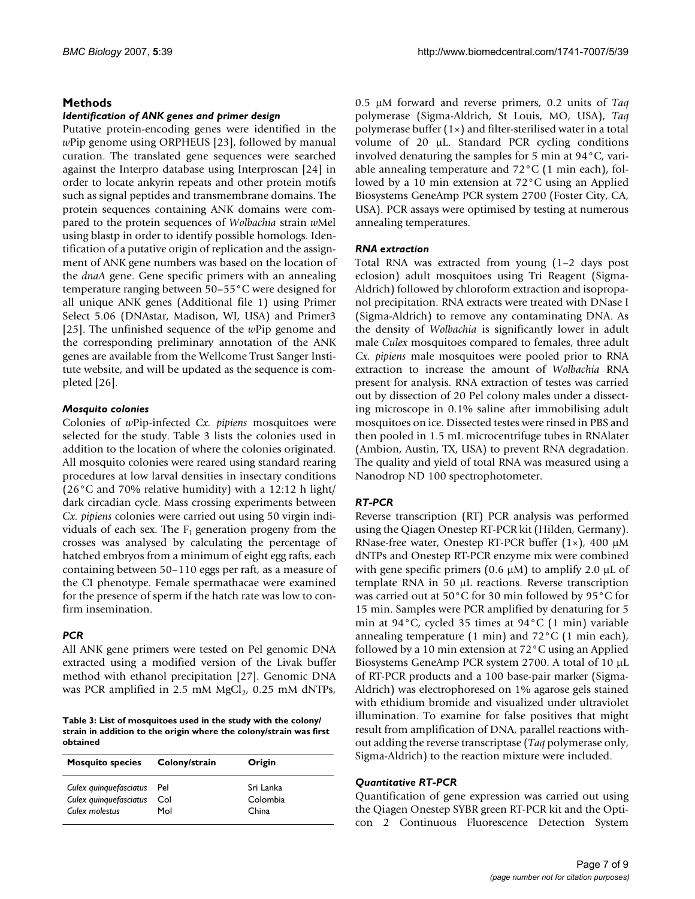## Methods

### *Identification of ANK genes and primer design*

Putative protein-encoding genes were identified in the *w*Pip genome using ORPHEUS [23], followed by manual curation. The translated gene sequences were searched against the Interpro database using Interproscan [24] in order to locate ankyrin repeats and other protein motifs such as signal peptides and transmembrane domains. The protein sequences containing ANK domains were compared to the protein sequences of *Wolbachia* strain *w*Mel using blastp in order to identify possible homologs. Identification of a putative origin of replication and the assignment of ANK gene numbers was based on the location of the *dnaA* gene. Gene specific primers with an annealing temperature ranging between 50–55°C were designed for all unique ANK genes (Additional file 1) using Primer Select 5.06 (DNAstar, Madison, WI, USA) and Primer3 [25]. The unfinished sequence of the *w*Pip genome and the corresponding preliminary annotation of the ANK genes are available from the Wellcome Trust Sanger Institute website, and will be updated as the sequence is completed [26].

### *Mosquito colonies*

Colonies of *w*Pip-infected *Cx. pipiens* mosquitoes were selected for the study. Table 3 lists the colonies used in addition to the location of where the colonies originated. All mosquito colonies were reared using standard rearing procedures at low larval densities in insectary conditions (26°C and 70% relative humidity) with a 12:12 h light/dark circadian cycle. Mass crossing experiments between *Cx. pipiens* colonies were carried out using 50 virgin individuals of each sex. The $F_1$ generation progeny from the crosses was analysed by calculating the percentage of hatched embryos from a minimum of eight egg rafts, each containing between 50–110 eggs per raft, as a measure of the CI phenotype. Female spermathacae were examined for the presence of sperm if the hatch rate was low to confirm insemination.

### *PCR*

All ANK gene primers were tested on Pel genomic DNA extracted using a modified version of the Livak buffer method with ethanol precipitation [27]. Genomic DNA was PCR amplified in 2.5 mM $MgCl_2$, 0.25 mM dNTPs, 0.5 μM forward and reverse primers, 0.2 units of *Taq* polymerase (Sigma-Aldrich, St Louis, MO, USA), *Taq* polymerase buffer (1×) and filter-sterilised water in a total volume of 20 μL. Standard PCR cycling conditions involved denaturing the samples for 5 min at 94°C, variable annealing temperature and 72°C (1 min each), followed by a 10 min extension at 72°C using an Applied Biosystems GeneAmp PCR system 2700 (Foster City, CA, USA). PCR assays were optimised by testing at numerous annealing temperatures.

**Table 3: List of mosquitoes used in the study with the colony/strain in addition to the origin where the colony/strain was first obtained**

| Mosquito species | Colony/strain | Origin |
| --- | --- | --- |
| *Culex quinquefasciatus* | Pel | Sri Lanka |
| *Culex quinquefasciatus* | Col | Colombia |
| *Culex molestus* | Mol | China |

### *RNA extraction*

Total RNA was extracted from young (1–2 days post eclosion) adult mosquitoes using Tri Reagent (Sigma-Aldrich) followed by chloroform extraction and isopropanol precipitation. RNA extracts were treated with DNase I (Sigma-Aldrich) to remove any contaminating DNA. As the density of *Wolbachia* is significantly lower in adult male *Culex* mosquitoes compared to females, three adult *Cx. pipiens* male mosquitoes were pooled prior to RNA extraction to increase the amount of *Wolbachia* RNA present for analysis. RNA extraction of testes was carried out by dissection of 20 Pel colony males under a dissecting microscope in 0.1% saline after immobilising adult mosquitoes on ice. Dissected testes were rinsed in PBS and then pooled in 1.5 mL microcentrifuge tubes in RNAlater (Ambion, Austin, TX, USA) to prevent RNA degradation. The quality and yield of total RNA was measured using a Nanodrop ND 100 spectrophotometer.

### *RT-PCR*

Reverse transcription (RT) PCR analysis was performed using the Qiagen Onestep RT-PCR kit (Hilden, Germany). RNase-free water, Onestep RT-PCR buffer (1×), 400 μM dNTPs and Onestep RT-PCR enzyme mix were combined with gene specific primers (0.6 μM) to amplify 2.0 μL of template RNA in 50 μL reactions. Reverse transcription was carried out at 50°C for 30 min followed by 95°C for 15 min. Samples were PCR amplified by denaturing for 5 min at 94°C, cycled 35 times at 94°C (1 min) variable annealing temperature (1 min) and 72°C (1 min each), followed by a 10 min extension at 72°C using an Applied Biosystems GeneAmp PCR system 2700. A total of 10 μL of RT-PCR products and a 100 base-pair marker (Sigma-Aldrich) was electrophoresed on 1% agarose gels stained with ethidium bromide and visualized under ultraviolet illumination. To examine for false positives that might result from amplification of DNA, parallel reactions without adding the reverse transcriptase (*Taq* polymerase only, Sigma-Aldrich) to the reaction mixture were included.

### *Quantitative RT-PCR*

Quantification of gene expression was carried out using the Qiagen Onestep SYBR green RT-PCR kit and the Opticon 2 Continuous Fluorescence Detection System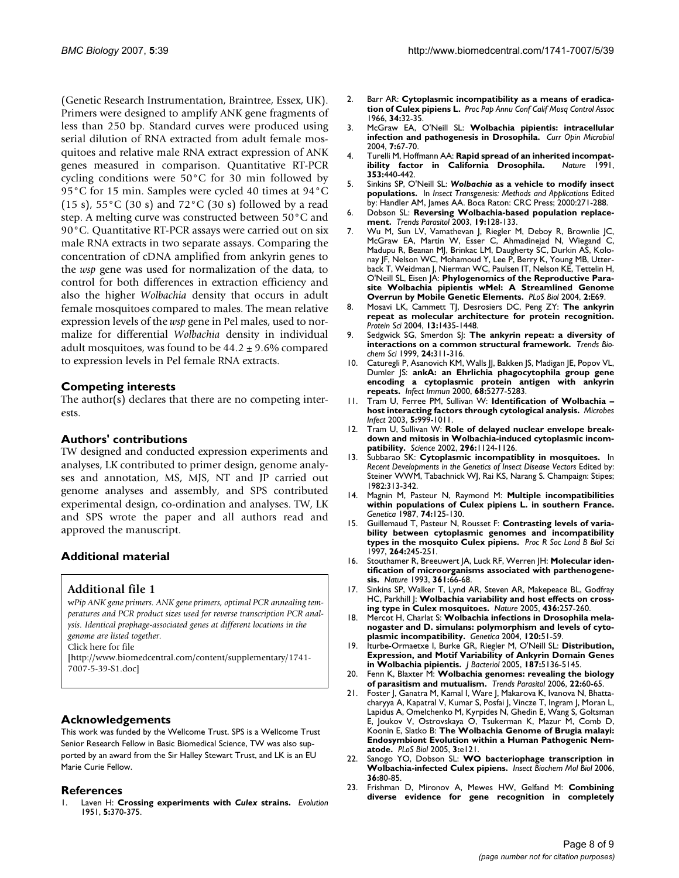(Genetic Research Instrumentation, Braintree, Essex, UK). Primers were designed to amplify ANK gene fragments of less than 250 bp. Standard curves were produced using serial dilution of RNA extracted from adult female mosquitoes and relative male RNA extract expression of ANK genes measured in comparison. Quantitative RT-PCR cycling conditions were 50°C for 30 min followed by 95°C for 15 min. Samples were cycled 40 times at 94°C (15 s), 55°C (30 s) and 72°C (30 s) followed by a read step. A melting curve was constructed between 50°C and 90°C. Quantitative RT-PCR assays were carried out on six male RNA extracts in two separate assays. Comparing the concentration of cDNA amplified from ankyrin genes to the *wsp* gene was used for normalization of the data, to control for both differences in extraction efficiency and also the higher *Wolbachia* density that occurs in adult female mosquitoes compared to males. The mean relative expression levels of the *wsp* gene in Pel males, used to normalize for differential *Wolbachia* density in individual adult mosquitoes, was found to be $44.2 \pm 9.6\%$ compared to expression levels in Pel female RNA extracts.

## Competing interests

The author(s) declares that there are no competing interests.

## Authors' contributions

TW designed and conducted expression experiments and analyses, LK contributed to primer design, genome analyses and annotation, MS, MJS, NT and JP carried out genome analyses and assembly, and SPS contributed experimental design, co-ordination and analyses. TW, LK and SPS wrote the paper and all authors read and approved the manuscript.

## Additional material

### Additional file 1

w*Pip ANK gene primers. ANK gene primers, optimal PCR annealing temperatures and PCR product sizes used for reverse transcription PCR analysis. Identical prophage-associated genes at different locations in the genome are listed together.*

Click here for file

[http://www.biomedcentral.com/content/supplementary/1741-7007-5-39-S1.doc]

## Acknowledgements

This work was funded by the Wellcome Trust. SPS is a Wellcome Trust Senior Research Fellow in Basic Biomedical Science, TW was also supported by an award from the Sir Halley Stewart Trust, and LK is an EU Marie Curie Fellow.

## References

1. Laven H: **Crossing experiments with *Culex* strains.** *Evolution* 1951, **5:**370-375.
2. Barr AR: **Cytoplasmic incompatibility as a means of eradication of Culex pipiens L.** *Proc Pap Annu Conf Calif Mosq Control Assoc* 1966, **34:**32-35.
3. McGraw EA, O'Neill SL: **Wolbachia pipientis: intracellular infection and pathogenesis in Drosophila.** *Curr Opin Microbiol* 2004, **7:**67-70.
4. Turelli M, Hoffmann AA: **Rapid spread of an inherited incompatibility factor in California Drosophila.** *Nature* 1991, **353:**440-442.
5. Sinkins SP, O'Neill SL: ***Wolbachia* as a vehicle to modify insect populations.** In *Insect Transgenesis: Methods and Applications* Edited by: Handler AM, James AA. Boca Raton: CRC Press; 2000:271-288.
6. Dobson SL: **Reversing Wolbachia-based population replacement.** *Trends Parasitol* 2003, **19:**128-133.
7. Wu M, Sun LV, Vamathevan J, Riegler M, Deboy R, Brownlie JC, McGraw EA, Martin W, Esser C, Ahmadinejad N, Wiegand C, Madupu R, Beanan MJ, Brinkac LM, Daugherty SC, Durkin AS, Kolonay JF, Nelson WC, Mohamoud Y, Lee P, Berry K, Young MB, Utterback T, Weidman J, Nierman WC, Paulsen IT, Nelson KE, Tettelin H, O'Neill SL, Eisen JA: **Phylogenomics of the Reproductive Parasite Wolbachia pipientis wMel: A Streamlined Genome Overrun by Mobile Genetic Elements.** *PLoS Biol* 2004, **2:**E69.
8. Mosavi LK, Cammett TJ, Desrosiers DC, Peng ZY: **The ankyrin repeat as molecular architecture for protein recognition.** *Protein Sci* 2004, **13:**1435-1448.
9. Sedgwick SG, Smerdon SJ: **The ankyrin repeat: a diversity of interactions on a common structural framework.** *Trends Biochem Sci* 1999, **24:**311-316.
10. Caturegli P, Asanovich KM, Walls JJ, Bakken JS, Madigan JE, Popov VL, Dumler JS: **ankA: an Ehrlichia phagocytophila group gene encoding a cytoplasmic protein antigen with ankyrin repeats.** *Infect Immun* 2000, **68:**5277-5283.
11. Tram U, Ferree PM, Sullivan W: **Identification of Wolbachia – host interacting factors through cytological analysis.** *Microbes Infect* 2003, **5:**999-1011.
12. Tram U, Sullivan W: **Role of delayed nuclear envelope breakdown and mitosis in Wolbachia-induced cytoplasmic incompatibility.** *Science* 2002, **296:**1124-1126.
13. Subbarao SK: **Cytoplasmic incompatiblity in mosquitoes.** In *Recent Developments in the Genetics of Insect Disease Vectors* Edited by: Steiner WWM, Tabachnick WJ, Rai KS, Narang S. Champaign: Stipes; 1982:313-342.
14. Magnin M, Pasteur N, Raymond M: **Multiple incompatibilities within populations of Culex pipiens L. in southern France.** *Genetica* 1987, **74:**125-130.
15. Guillemaud T, Pasteur N, Rousset F: **Contrasting levels of variability between cytoplasmic genomes and incompatibility types in the mosquito Culex pipiens.** *Proc R Soc Lond B Biol Sci* 1997, **264:**245-251.
16. Stouthamer R, Breeuwert JA, Luck RF, Werren JH: **Molecular identification of microorganisms associated with parthenogenesis.** *Nature* 1993, **361:**66-68.
17. Sinkins SP, Walker T, Lynd AR, Steven AR, Makepeace BL, Godfray HC, Parkhill J: **Wolbachia variability and host effects on crossing type in Culex mosquitoes.** *Nature* 2005, **436:**257-260.
18. Mercot H, Charlat S: **Wolbachia infections in Drosophila melanogaster and D. simulans: polymorphism and levels of cytoplasmic incompatibility.** *Genetica* 2004, **120:**51-59.
19. Iturbe-Ormaetxe I, Burke GR, Riegler M, O'Neill SL: **Distribution, Expression, and Motif Variability of Ankyrin Domain Genes in Wolbachia pipientis.** *J Bacteriol* 2005, **187:**5136-5145.
20. Fenn K, Blaxter M: **Wolbachia genomes: revealing the biology of parasitism and mutualism.** *Trends Parasitol* 2006, **22:**60-65.
21. Foster J, Ganatra M, Kamal I, Ware J, Makarova K, Ivanova N, Bhattacharyya A, Kapatral V, Kumar S, Posfai J, Vincze T, Ingram J, Moran L, Lapidus A, Omelchenko M, Kyrpides N, Ghedin E, Wang S, Goltsman E, Joukov V, Ostrovskaya O, Tsukerman K, Mazur M, Comb D, Koonin E, Slatko B: **The Wolbachia Genome of Brugia malayi: Endosymbiont Evolution within a Human Pathogenic Nematode.** *PLoS Biol* 2005, **3:**e121.
22. Sanogo YO, Dobson SL: **WO bacteriophage transcription in Wolbachia-infected Culex pipiens.** *Insect Biochem Mol Biol* 2006, **36:**80-85.
23. Frishman D, Mironov A, Mewes HW, Gelfand M: **Combining diverse evidence for gene recognition in completely**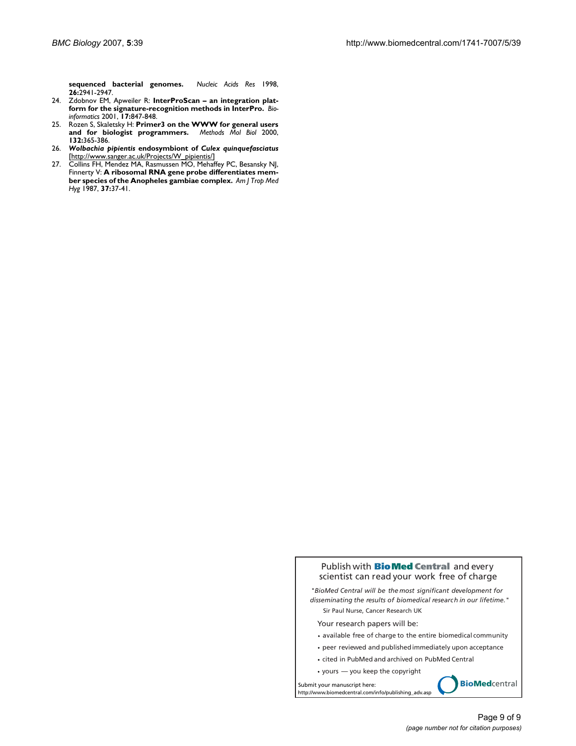**sequenced bacterial genomes.** *Nucleic Acids Res* 1998, **26:**2941-2947.

24. Zdobnov EM, Apweiler R: **InterProScan – an integration platform for the signature-recognition methods in InterPro.** *Bioinformatics* 2001, **17:**847-848.
25. Rozen S, Skaletsky H: **Primer3 on the WWW for general users and for biologist programmers.** *Methods Mol Biol* 2000, **132:**365-386.
26. ***Wolbachia pipientis* endosymbiont of *Culex quinquefasciatus*** [http://www.sanger.ac.uk/Projects/W_pipientis/]
27. Collins FH, Mendez MA, Rasmussen MO, Mehaffey PC, Besansky NJ, Finnerty V: **A ribosomal RNA gene probe differentiates member species of the Anopheles gambiae complex.** *Am J Trop Med Hyg* 1987, **37:**37-41.

Publish with **BioMed Central** and every scientist can read your work free of charge

*"BioMed Central will be the most significant development for disseminating the results of biomedical research in our lifetime."*

Sir Paul Nurse, Cancer Research UK

Your research papers will be:

- available free of charge to the entire biomedical community
- peer reviewed and published immediately upon acceptance
- cited in PubMed and archived on PubMed Central
- yours — you keep the copyright

Submit your manuscript here:
http://www.biomedcentral.com/info/publishing_adv.asp

**BioMed**central